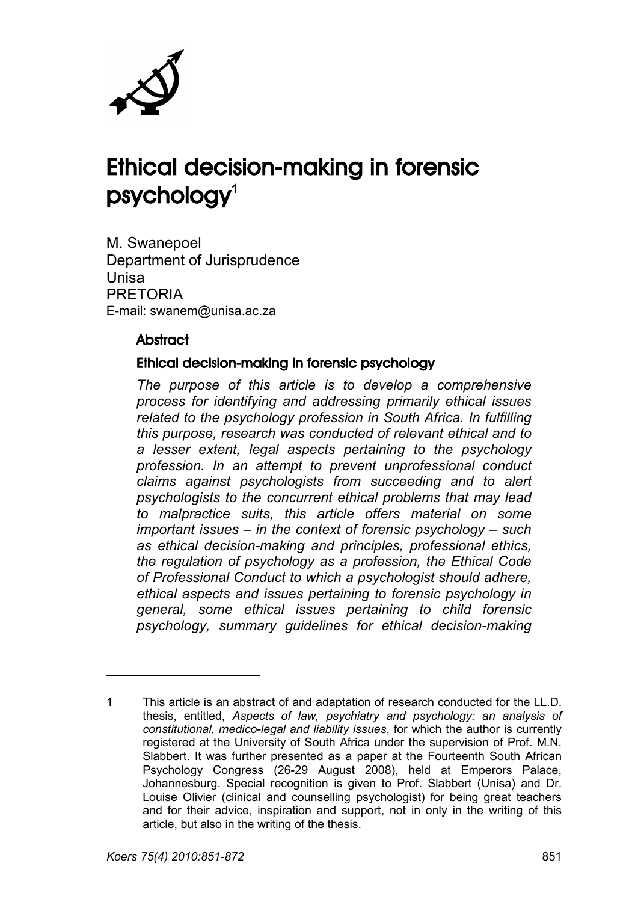# Ethical decision-making in forensic psychology[1]

M. Swanepoel
Department of Jurisprudence
Unisa
PRETORIA
E-mail: swanem@unisa.ac.za

## Abstract

### Ethical decision-making in forensic psychology

*The purpose of this article is to develop a comprehensive process for identifying and addressing primarily ethical issues related to the psychology profession in South Africa. In fulfilling this purpose, research was conducted of relevant ethical and to a lesser extent, legal aspects pertaining to the psychology profession. In an attempt to prevent unprofessional conduct claims against psychologists from succeeding and to alert psychologists to the concurrent ethical problems that may lead to malpractice suits, this article offers material on some important issues – in the context of forensic psychology – such as ethical decision-making and principles, professional ethics, the regulation of psychology as a profession, the Ethical Code of Professional Conduct to which a psychologist should adhere, ethical aspects and issues pertaining to forensic psychology in general, some ethical issues pertaining to child forensic psychology, summary guidelines for ethical decision-making*

---

1 This article is an abstract of and adaptation of research conducted for the LL.D. thesis, entitled, *Aspects of law, psychiatry and psychology: an analysis of constitutional, medico-legal and liability issues*, for which the author is currently registered at the University of South Africa under the supervision of Prof. M.N. Slabbert. It was further presented as a paper at the Fourteenth South African Psychology Congress (26-29 August 2008), held at Emperors Palace, Johannesburg. Special recognition is given to Prof. Slabbert (Unisa) and Dr. Louise Olivier (clinical and counselling psychologist) for being great teachers and for their advice, inspiration and support, not in only in the writing of this article, but also in the writing of the thesis.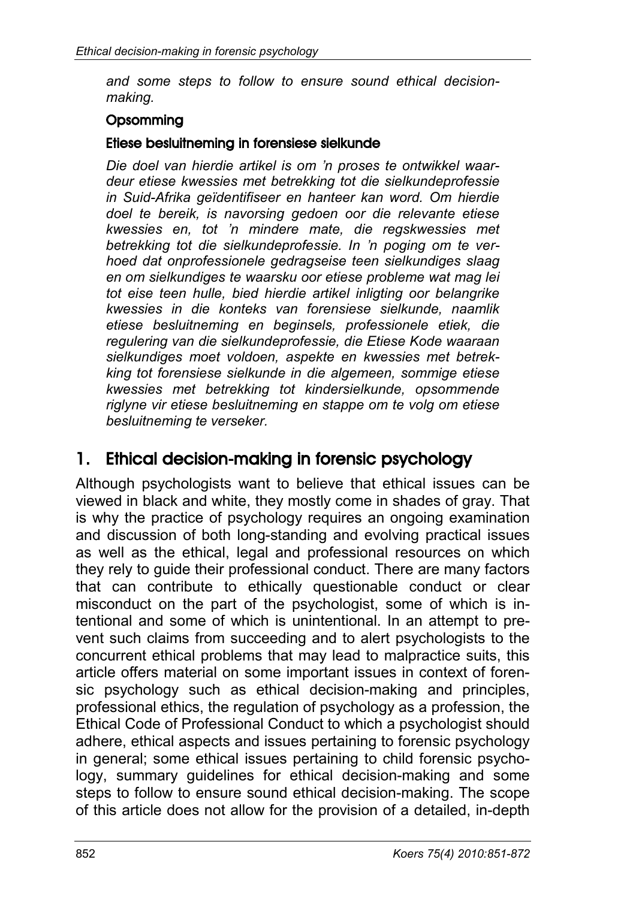*and some steps to follow to ensure sound ethical decision-making.*

**Opsomming**

**Etiese besluitneming in forensiese sielkunde**

*Die doel van hierdie artikel is om 'n proses te ontwikkel waardeur etiese kwessies met betrekking tot die sielkundeprofessie in Suid-Afrika geïdentifiseer en hanteer kan word. Om hierdie doel te bereik, is navorsing gedoen oor die relevante etiese kwessies en, tot 'n mindere mate, die regskwessies met betrekking tot die sielkundeprofessie. In 'n poging om te verhoed dat onprofessionele gedragseise teen sielkundiges slaag en om sielkundiges te waarsku oor etiese probleme wat mag lei tot eise teen hulle, bied hierdie artikel inligting oor belangrike kwessies in die konteks van forensiese sielkunde, naamlik etiese besluitneming en beginsels, professionele etiek, die regulering van die sielkundeprofessie, die Etiese Kode waaraan sielkundiges moet voldoen, aspekte en kwessies met betrekking tot forensiese sielkunde in die algemeen, sommige etiese kwessies met betrekking tot kindersielkunde, opsommende riglyne vir etiese besluitneming en stappe om te volg om etiese besluitneming te verseker.*

## 1. Ethical decision-making in forensic psychology

Although psychologists want to believe that ethical issues can be viewed in black and white, they mostly come in shades of gray. That is why the practice of psychology requires an ongoing examination and discussion of both long-standing and evolving practical issues as well as the ethical, legal and professional resources on which they rely to guide their professional conduct. There are many factors that can contribute to ethically questionable conduct or clear misconduct on the part of the psychologist, some of which is intentional and some of which is unintentional. In an attempt to prevent such claims from succeeding and to alert psychologists to the concurrent ethical problems that may lead to malpractice suits, this article offers material on some important issues in context of forensic psychology such as ethical decision-making and principles, professional ethics, the regulation of psychology as a profession, the Ethical Code of Professional Conduct to which a psychologist should adhere, ethical aspects and issues pertaining to forensic psychology in general; some ethical issues pertaining to child forensic psychology, summary guidelines for ethical decision-making and some steps to follow to ensure sound ethical decision-making. The scope of this article does not allow for the provision of a detailed, in-depth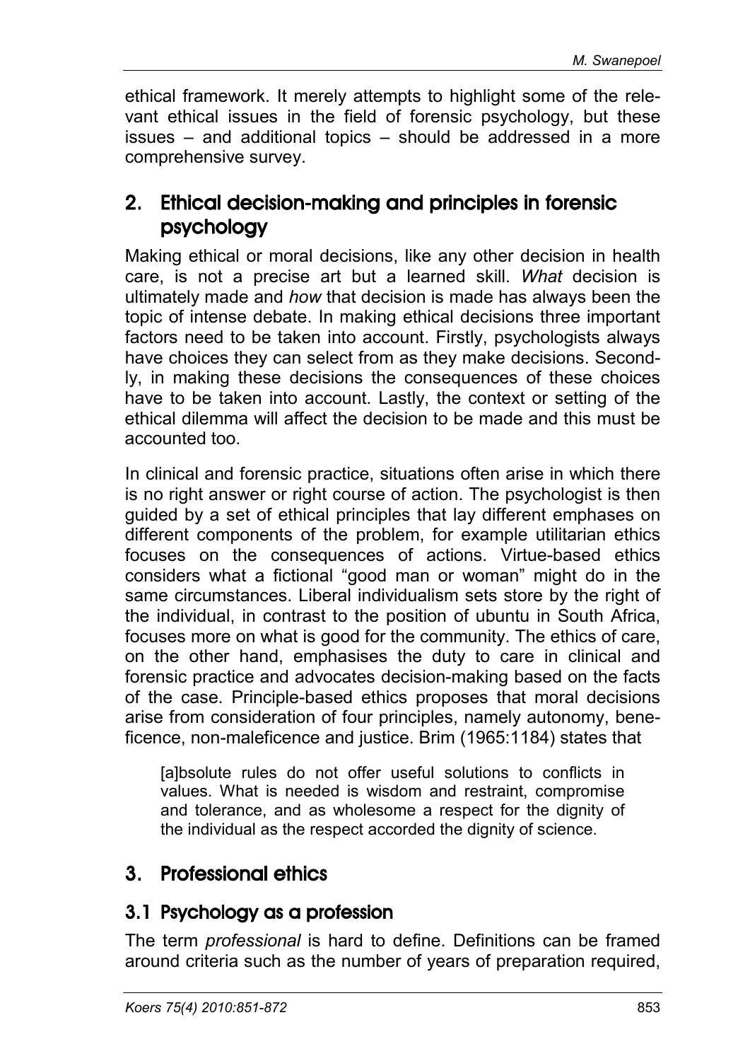ethical framework. It merely attempts to highlight some of the relevant ethical issues in the field of forensic psychology, but these issues – and additional topics – should be addressed in a more comprehensive survey.

## 2. Ethical decision-making and principles in forensic psychology

Making ethical or moral decisions, like any other decision in health care, is not a precise art but a learned skill. *What* decision is ultimately made and *how* that decision is made has always been the topic of intense debate. In making ethical decisions three important factors need to be taken into account. Firstly, psychologists always have choices they can select from as they make decisions. Secondly, in making these decisions the consequences of these choices have to be taken into account. Lastly, the context or setting of the ethical dilemma will affect the decision to be made and this must be accounted too.

In clinical and forensic practice, situations often arise in which there is no right answer or right course of action. The psychologist is then guided by a set of ethical principles that lay different emphases on different components of the problem, for example utilitarian ethics focuses on the consequences of actions. Virtue-based ethics considers what a fictional "good man or woman" might do in the same circumstances. Liberal individualism sets store by the right of the individual, in contrast to the position of ubuntu in South Africa, focuses more on what is good for the community. The ethics of care, on the other hand, emphasises the duty to care in clinical and forensic practice and advocates decision-making based on the facts of the case. Principle-based ethics proposes that moral decisions arise from consideration of four principles, namely autonomy, beneficence, non-maleficence and justice. Brim (1965:1184) states that

> [a]bsolute rules do not offer useful solutions to conflicts in values. What is needed is wisdom and restraint, compromise and tolerance, and as wholesome a respect for the dignity of the individual as the respect accorded the dignity of science.

## 3. Professional ethics

### 3.1 Psychology as a profession

The term *professional* is hard to define. Definitions can be framed around criteria such as the number of years of preparation required,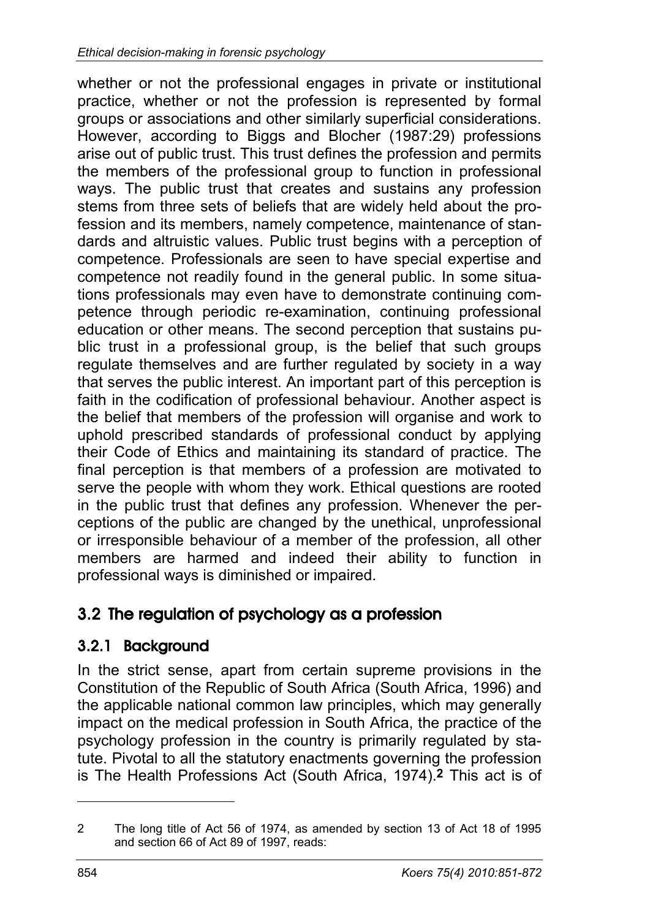whether or not the professional engages in private or institutional practice, whether or not the profession is represented by formal groups or associations and other similarly superficial considerations. However, according to Biggs and Blocher (1987:29) professions arise out of public trust. This trust defines the profession and permits the members of the professional group to function in professional ways. The public trust that creates and sustains any profession stems from three sets of beliefs that are widely held about the profession and its members, namely competence, maintenance of standards and altruistic values. Public trust begins with a perception of competence. Professionals are seen to have special expertise and competence not readily found in the general public. In some situations professionals may even have to demonstrate continuing competence through periodic re-examination, continuing professional education or other means. The second perception that sustains public trust in a professional group, is the belief that such groups regulate themselves and are further regulated by society in a way that serves the public interest. An important part of this perception is faith in the codification of professional behaviour. Another aspect is the belief that members of the profession will organise and work to uphold prescribed standards of professional conduct by applying their Code of Ethics and maintaining its standard of practice. The final perception is that members of a profession are motivated to serve the people with whom they work. Ethical questions are rooted in the public trust that defines any profession. Whenever the perceptions of the public are changed by the unethical, unprofessional or irresponsible behaviour of a member of the profession, all other members are harmed and indeed their ability to function in professional ways is diminished or impaired.

## 3.2 The regulation of psychology as a profession

### 3.2.1 Background

In the strict sense, apart from certain supreme provisions in the Constitution of the Republic of South Africa (South Africa, 1996) and the applicable national common law principles, which may generally impact on the medical profession in South Africa, the practice of the psychology profession in the country is primarily regulated by statute. Pivotal to all the statutory enactments governing the profession is The Health Professions Act (South Africa, 1974).[2] This act is of

---

2 The long title of Act 56 of 1974, as amended by section 13 of Act 18 of 1995 and section 66 of Act 89 of 1997, reads: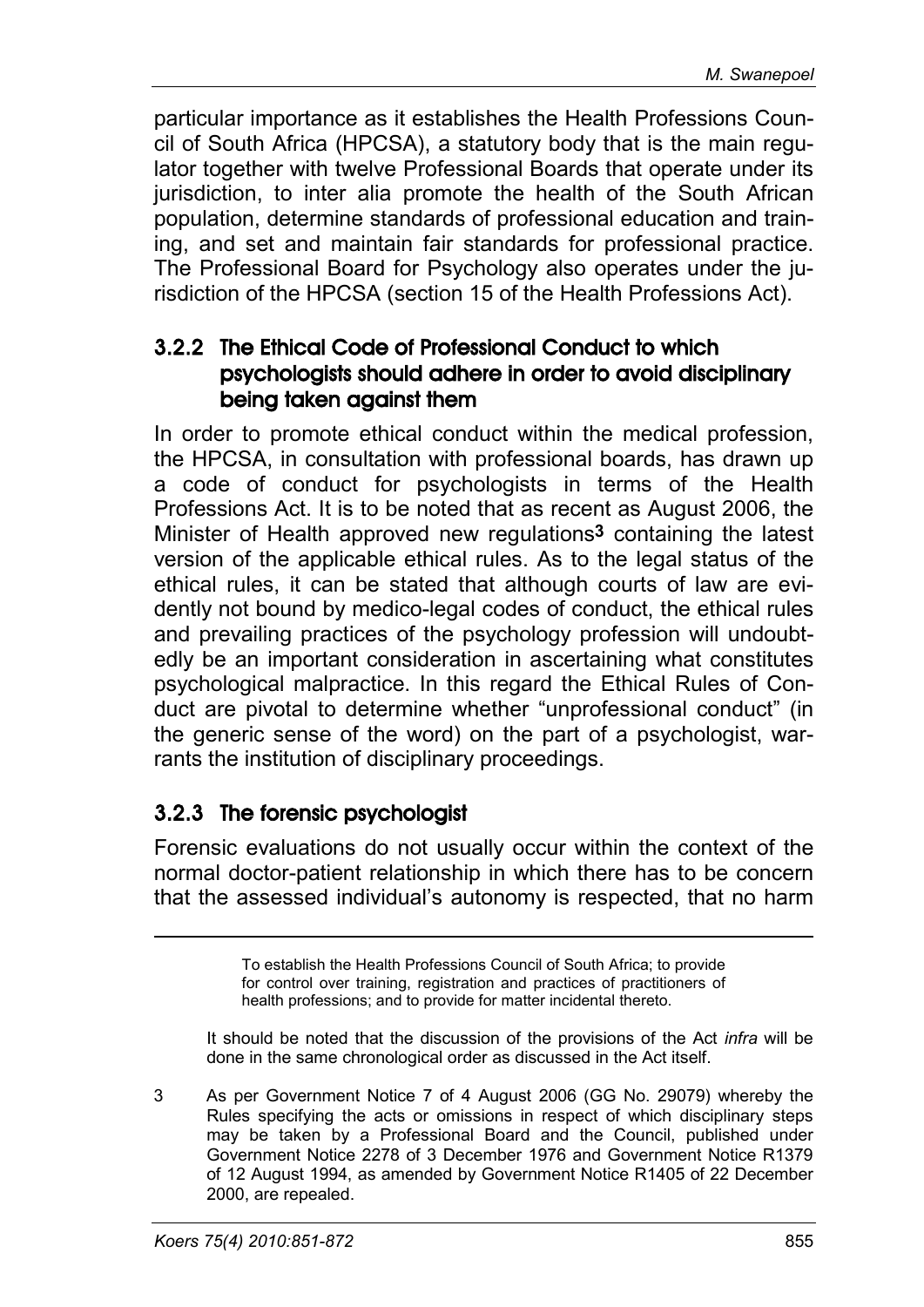particular importance as it establishes the Health Professions Council of South Africa (HPCSA), a statutory body that is the main regulator together with twelve Professional Boards that operate under its jurisdiction, to inter alia promote the health of the South African population, determine standards of professional education and training, and set and maintain fair standards for professional practice. The Professional Board for Psychology also operates under the jurisdiction of the HPCSA (section 15 of the Health Professions Act).

### 3.2.2 The Ethical Code of Professional Conduct to which psychologists should adhere in order to avoid disciplinary being taken against them

In order to promote ethical conduct within the medical profession, the HPCSA, in consultation with professional boards, has drawn up a code of conduct for psychologists in terms of the Health Professions Act. It is to be noted that as recent as August 2006, the Minister of Health approved new regulations[3] containing the latest version of the applicable ethical rules. As to the legal status of the ethical rules, it can be stated that although courts of law are evidently not bound by medico-legal codes of conduct, the ethical rules and prevailing practices of the psychology profession will undoubtedly be an important consideration in ascertaining what constitutes psychological malpractice. In this regard the Ethical Rules of Conduct are pivotal to determine whether "unprofessional conduct" (in the generic sense of the word) on the part of a psychologist, warrants the institution of disciplinary proceedings.

### 3.2.3 The forensic psychologist

Forensic evaluations do not usually occur within the context of the normal doctor-patient relationship in which there has to be concern that the assessed individual's autonomy is respected, that no harm

---

> To establish the Health Professions Council of South Africa; to provide for control over training, registration and practices of practitioners of health professions; and to provide for matter incidental thereto.

It should be noted that the discussion of the provisions of the Act *infra* will be done in the same chronological order as discussed in the Act itself.

3 As per Government Notice 7 of 4 August 2006 (GG No. 29079) whereby the Rules specifying the acts or omissions in respect of which disciplinary steps may be taken by a Professional Board and the Council, published under Government Notice 2278 of 3 December 1976 and Government Notice R1379 of 12 August 1994, as amended by Government Notice R1405 of 22 December 2000, are repealed.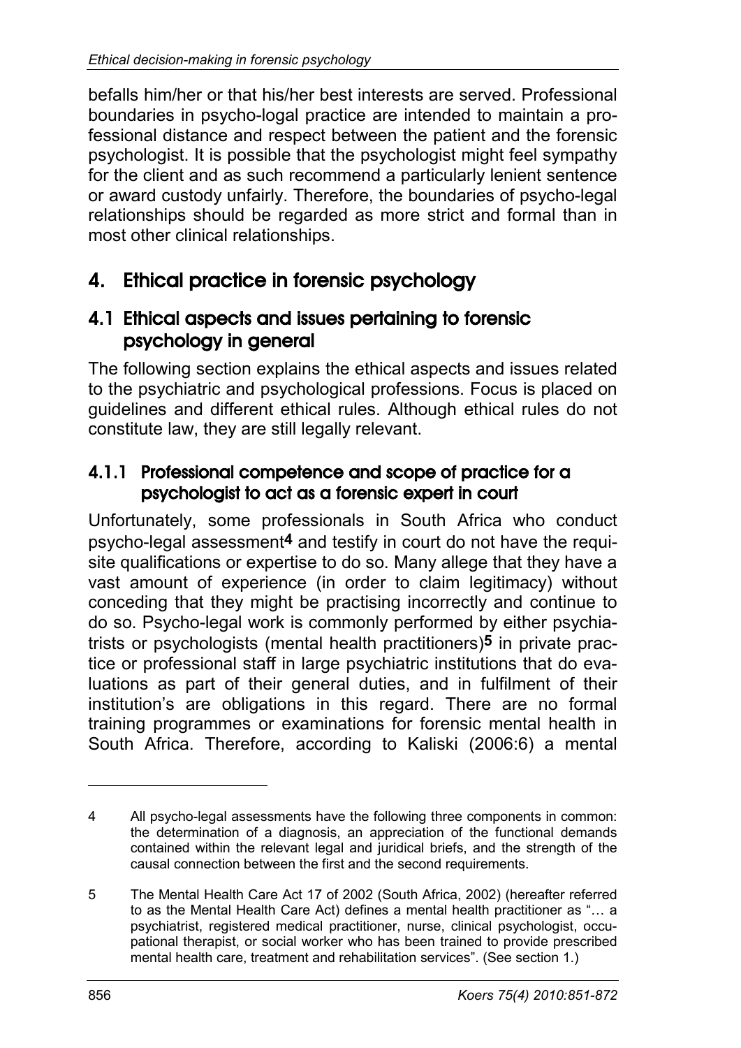befalls him/her or that his/her best interests are served. Professional boundaries in psycho-logal practice are intended to maintain a professional distance and respect between the patient and the forensic psychologist. It is possible that the psychologist might feel sympathy for the client and as such recommend a particularly lenient sentence or award custody unfairly. Therefore, the boundaries of psycho-legal relationships should be regarded as more strict and formal than in most other clinical relationships.

## 4. Ethical practice in forensic psychology

### 4.1 Ethical aspects and issues pertaining to forensic psychology in general

The following section explains the ethical aspects and issues related to the psychiatric and psychological professions. Focus is placed on guidelines and different ethical rules. Although ethical rules do not constitute law, they are still legally relevant.

#### 4.1.1 Professional competence and scope of practice for a psychologist to act as a forensic expert in court

Unfortunately, some professionals in South Africa who conduct psycho-legal assessment[4] and testify in court do not have the requisite qualifications or expertise to do so. Many allege that they have a vast amount of experience (in order to claim legitimacy) without conceding that they might be practising incorrectly and continue to do so. Psycho-legal work is commonly performed by either psychiatrists or psychologists (mental health practitioners)[5] in private practice or professional staff in large psychiatric institutions that do evaluations as part of their general duties, and in fulfilment of their institution's are obligations in this regard. There are no formal training programmes or examinations for forensic mental health in South Africa. Therefore, according to Kaliski (2006:6) a mental

---

4 All psycho-legal assessments have the following three components in common: the determination of a diagnosis, an appreciation of the functional demands contained within the relevant legal and juridical briefs, and the strength of the causal connection between the first and the second requirements.

5 The Mental Health Care Act 17 of 2002 (South Africa, 2002) (hereafter referred to as the Mental Health Care Act) defines a mental health practitioner as "… a psychiatrist, registered medical practitioner, nurse, clinical psychologist, occupational therapist, or social worker who has been trained to provide prescribed mental health care, treatment and rehabilitation services". (See section 1.)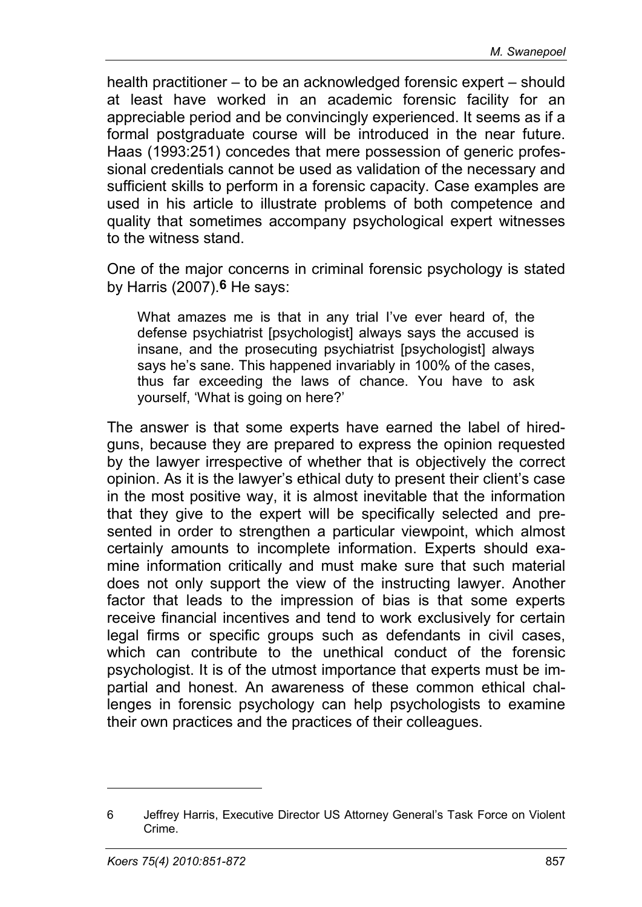health practitioner – to be an acknowledged forensic expert – should at least have worked in an academic forensic facility for an appreciable period and be convincingly experienced. It seems as if a formal postgraduate course will be introduced in the near future. Haas (1993:251) concedes that mere possession of generic professional credentials cannot be used as validation of the necessary and sufficient skills to perform in a forensic capacity. Case examples are used in his article to illustrate problems of both competence and quality that sometimes accompany psychological expert witnesses to the witness stand.

One of the major concerns in criminal forensic psychology is stated by Harris (2007).**6** He says:

> What amazes me is that in any trial I've ever heard of, the defense psychiatrist [psychologist] always says the accused is insane, and the prosecuting psychiatrist [psychologist] always says he's sane. This happened invariably in 100% of the cases, thus far exceeding the laws of chance. You have to ask yourself, 'What is going on here?'

The answer is that some experts have earned the label of hired-guns, because they are prepared to express the opinion requested by the lawyer irrespective of whether that is objectively the correct opinion. As it is the lawyer's ethical duty to present their client's case in the most positive way, it is almost inevitable that the information that they give to the expert will be specifically selected and presented in order to strengthen a particular viewpoint, which almost certainly amounts to incomplete information. Experts should examine information critically and must make sure that such material does not only support the view of the instructing lawyer. Another factor that leads to the impression of bias is that some experts receive financial incentives and tend to work exclusively for certain legal firms or specific groups such as defendants in civil cases, which can contribute to the unethical conduct of the forensic psychologist. It is of the utmost importance that experts must be impartial and honest. An awareness of these common ethical challenges in forensic psychology can help psychologists to examine their own practices and the practices of their colleagues.

---

6 Jeffrey Harris, Executive Director US Attorney General's Task Force on Violent Crime.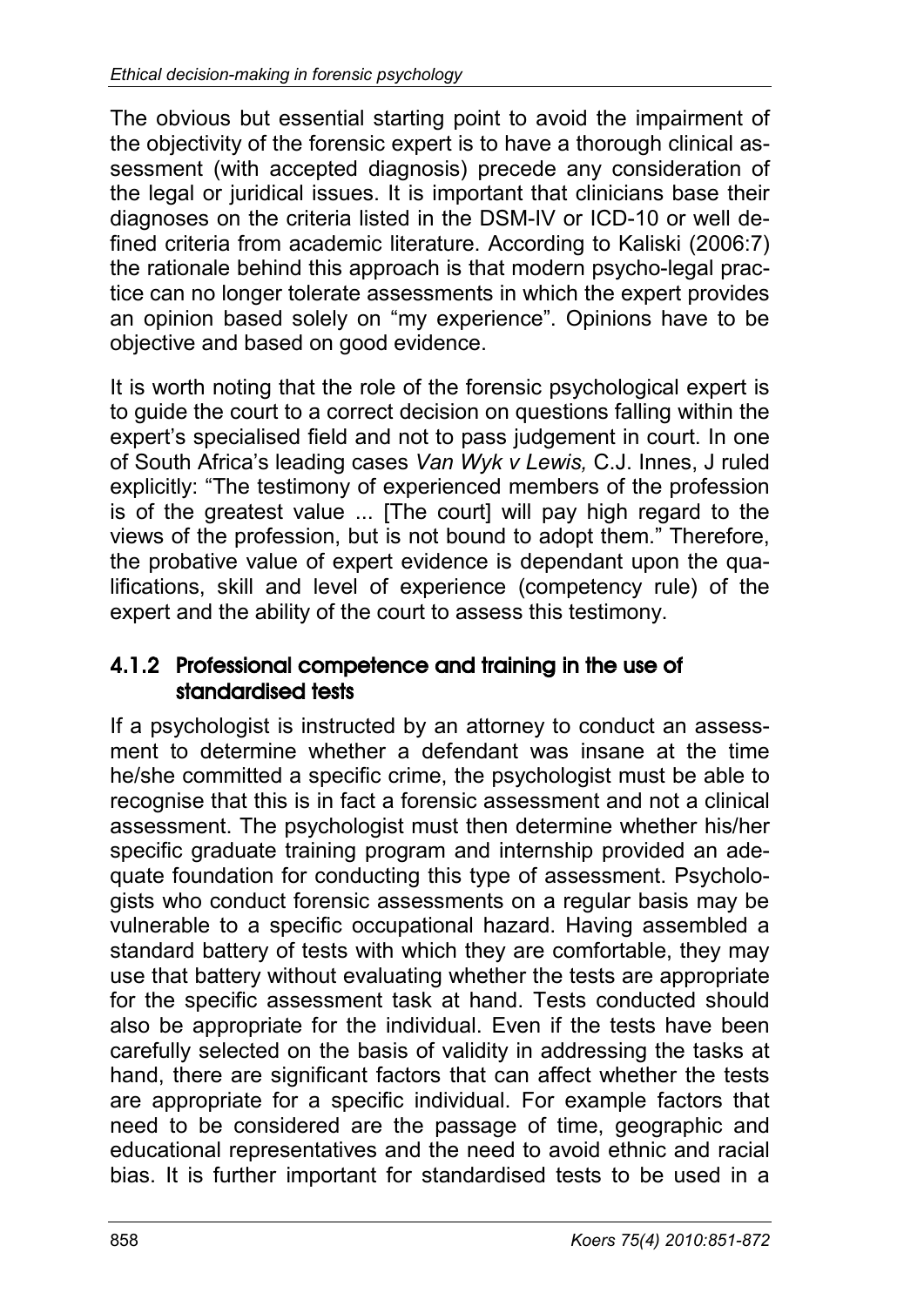The obvious but essential starting point to avoid the impairment of the objectivity of the forensic expert is to have a thorough clinical assessment (with accepted diagnosis) precede any consideration of the legal or juridical issues. It is important that clinicians base their diagnoses on the criteria listed in the DSM-IV or ICD-10 or well defined criteria from academic literature. According to Kaliski (2006:7) the rationale behind this approach is that modern psycho-legal practice can no longer tolerate assessments in which the expert provides an opinion based solely on "my experience". Opinions have to be objective and based on good evidence.

It is worth noting that the role of the forensic psychological expert is to guide the court to a correct decision on questions falling within the expert's specialised field and not to pass judgement in court. In one of South Africa's leading cases *Van Wyk v Lewis,* C.J. Innes, J ruled explicitly: "The testimony of experienced members of the profession is of the greatest value ... [The court] will pay high regard to the views of the profession, but is not bound to adopt them." Therefore, the probative value of expert evidence is dependant upon the qualifications, skill and level of experience (competency rule) of the expert and the ability of the court to assess this testimony.

### 4.1.2 Professional competence and training in the use of standardised tests

If a psychologist is instructed by an attorney to conduct an assessment to determine whether a defendant was insane at the time he/she committed a specific crime, the psychologist must be able to recognise that this is in fact a forensic assessment and not a clinical assessment. The psychologist must then determine whether his/her specific graduate training program and internship provided an adequate foundation for conducting this type of assessment. Psychologists who conduct forensic assessments on a regular basis may be vulnerable to a specific occupational hazard. Having assembled a standard battery of tests with which they are comfortable, they may use that battery without evaluating whether the tests are appropriate for the specific assessment task at hand. Tests conducted should also be appropriate for the individual. Even if the tests have been carefully selected on the basis of validity in addressing the tasks at hand, there are significant factors that can affect whether the tests are appropriate for a specific individual. For example factors that need to be considered are the passage of time, geographic and educational representatives and the need to avoid ethnic and racial bias. It is further important for standardised tests to be used in a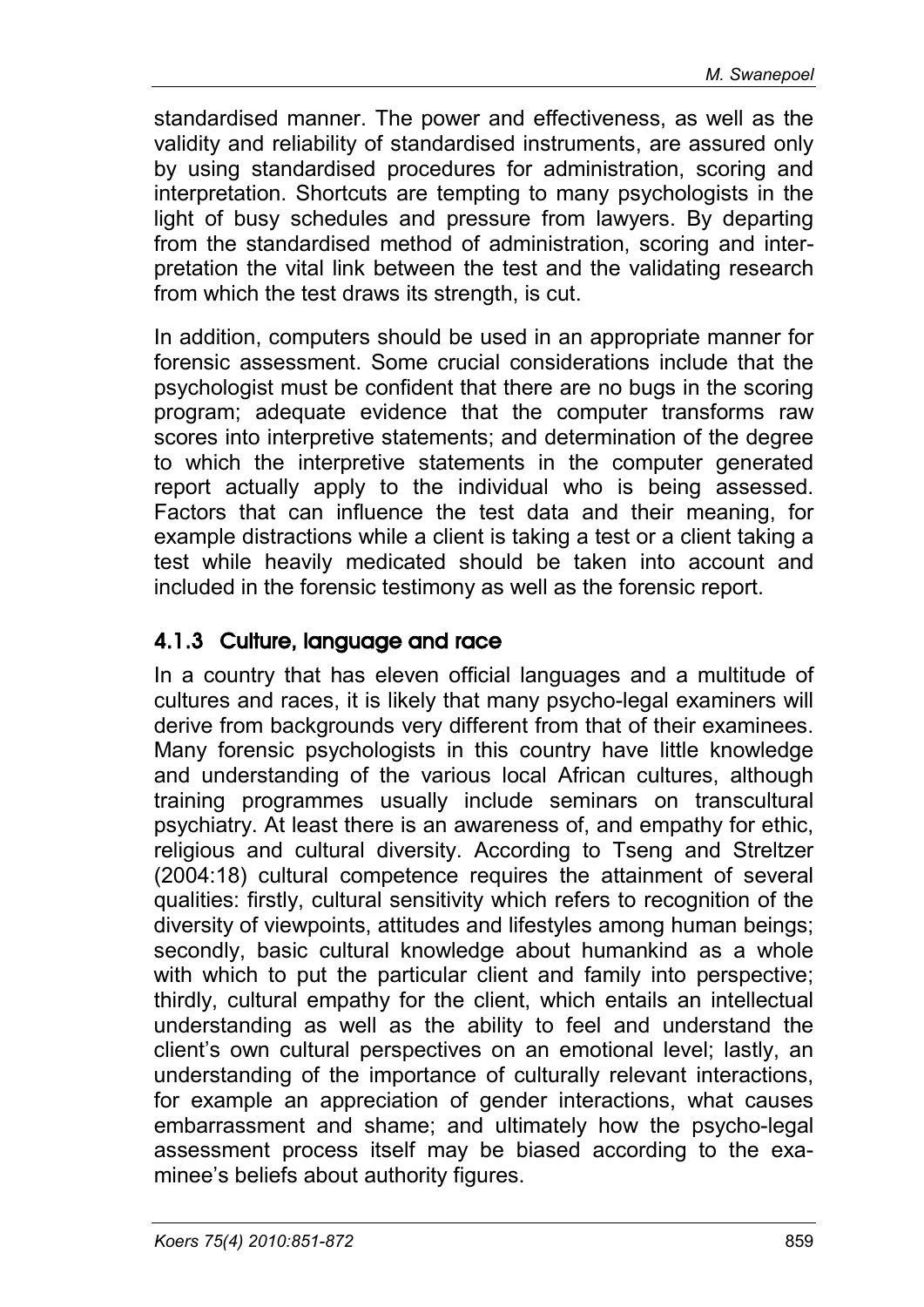standardised manner. The power and effectiveness, as well as the validity and reliability of standardised instruments, are assured only by using standardised procedures for administration, scoring and interpretation. Shortcuts are tempting to many psychologists in the light of busy schedules and pressure from lawyers. By departing from the standardised method of administration, scoring and interpretation the vital link between the test and the validating research from which the test draws its strength, is cut.

In addition, computers should be used in an appropriate manner for forensic assessment. Some crucial considerations include that the psychologist must be confident that there are no bugs in the scoring program; adequate evidence that the computer transforms raw scores into interpretive statements; and determination of the degree to which the interpretive statements in the computer generated report actually apply to the individual who is being assessed. Factors that can influence the test data and their meaning, for example distractions while a client is taking a test or a client taking a test while heavily medicated should be taken into account and included in the forensic testimony as well as the forensic report.

### 4.1.3 Culture, language and race

In a country that has eleven official languages and a multitude of cultures and races, it is likely that many psycho-legal examiners will derive from backgrounds very different from that of their examinees. Many forensic psychologists in this country have little knowledge and understanding of the various local African cultures, although training programmes usually include seminars on transcultural psychiatry. At least there is an awareness of, and empathy for ethic, religious and cultural diversity. According to Tseng and Streltzer (2004:18) cultural competence requires the attainment of several qualities: firstly, cultural sensitivity which refers to recognition of the diversity of viewpoints, attitudes and lifestyles among human beings; secondly, basic cultural knowledge about humankind as a whole with which to put the particular client and family into perspective; thirdly, cultural empathy for the client, which entails an intellectual understanding as well as the ability to feel and understand the client's own cultural perspectives on an emotional level; lastly, an understanding of the importance of culturally relevant interactions, for example an appreciation of gender interactions, what causes embarrassment and shame; and ultimately how the psycho-legal assessment process itself may be biased according to the examinee's beliefs about authority figures.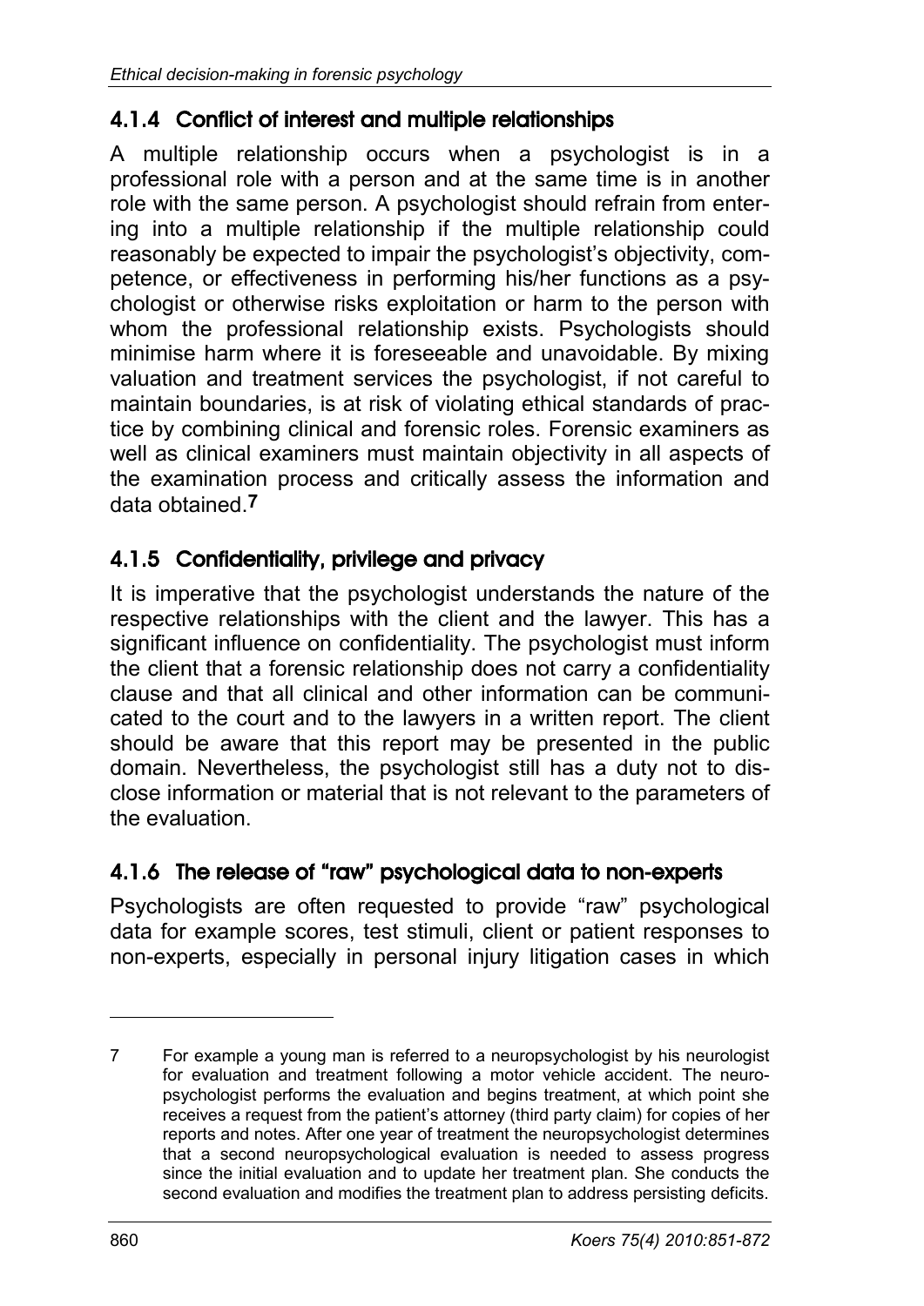### 4.1.4 Conflict of interest and multiple relationships

A multiple relationship occurs when a psychologist is in a professional role with a person and at the same time is in another role with the same person. A psychologist should refrain from entering into a multiple relationship if the multiple relationship could reasonably be expected to impair the psychologist's objectivity, competence, or effectiveness in performing his/her functions as a psychologist or otherwise risks exploitation or harm to the person with whom the professional relationship exists. Psychologists should minimise harm where it is foreseeable and unavoidable. By mixing valuation and treatment services the psychologist, if not careful to maintain boundaries, is at risk of violating ethical standards of practice by combining clinical and forensic roles. Forensic examiners as well as clinical examiners must maintain objectivity in all aspects of the examination process and critically assess the information and data obtained.[7]

### 4.1.5 Confidentiality, privilege and privacy

It is imperative that the psychologist understands the nature of the respective relationships with the client and the lawyer. This has a significant influence on confidentiality. The psychologist must inform the client that a forensic relationship does not carry a confidentiality clause and that all clinical and other information can be communicated to the court and to the lawyers in a written report. The client should be aware that this report may be presented in the public domain. Nevertheless, the psychologist still has a duty not to disclose information or material that is not relevant to the parameters of the evaluation.

### 4.1.6 The release of "raw" psychological data to non-experts

Psychologists are often requested to provide "raw" psychological data for example scores, test stimuli, client or patient responses to non-experts, especially in personal injury litigation cases in which

---

7 For example a young man is referred to a neuropsychologist by his neurologist for evaluation and treatment following a motor vehicle accident. The neuropsychologist performs the evaluation and begins treatment, at which point she receives a request from the patient's attorney (third party claim) for copies of her reports and notes. After one year of treatment the neuropsychologist determines that a second neuropsychological evaluation is needed to assess progress since the initial evaluation and to update her treatment plan. She conducts the second evaluation and modifies the treatment plan to address persisting deficits.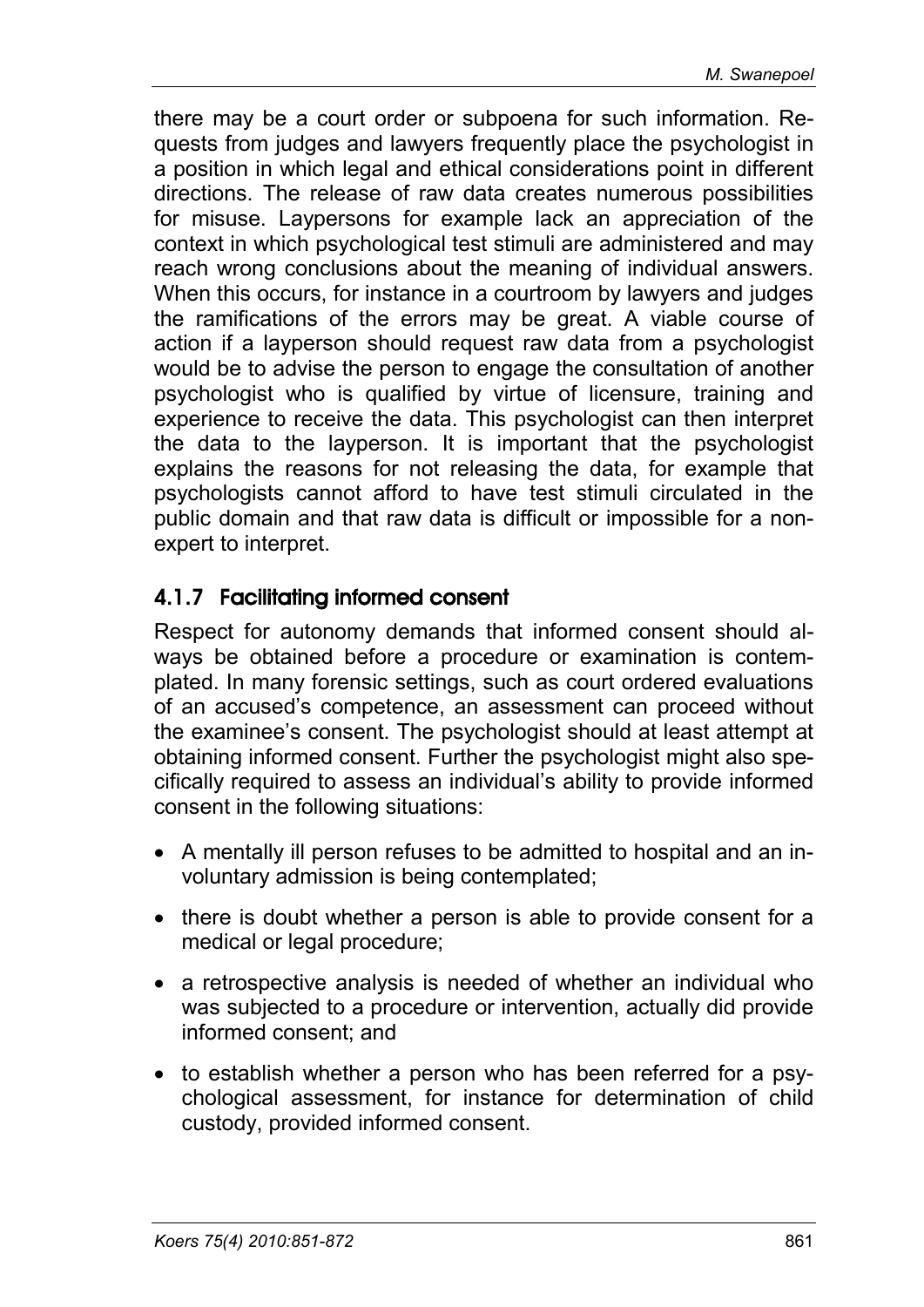there may be a court order or subpoena for such information. Requests from judges and lawyers frequently place the psychologist in a position in which legal and ethical considerations point in different directions. The release of raw data creates numerous possibilities for misuse. Laypersons for example lack an appreciation of the context in which psychological test stimuli are administered and may reach wrong conclusions about the meaning of individual answers. When this occurs, for instance in a courtroom by lawyers and judges the ramifications of the errors may be great. A viable course of action if a layperson should request raw data from a psychologist would be to advise the person to engage the consultation of another psychologist who is qualified by virtue of licensure, training and experience to receive the data. This psychologist can then interpret the data to the layperson. It is important that the psychologist explains the reasons for not releasing the data, for example that psychologists cannot afford to have test stimuli circulated in the public domain and that raw data is difficult or impossible for a non-expert to interpret.

#### 4.1.7 Facilitating informed consent

Respect for autonomy demands that informed consent should always be obtained before a procedure or examination is contemplated. In many forensic settings, such as court ordered evaluations of an accused's competence, an assessment can proceed without the examinee's consent. The psychologist should at least attempt at obtaining informed consent. Further the psychologist might also specifically required to assess an individual's ability to provide informed consent in the following situations:

- A mentally ill person refuses to be admitted to hospital and an involuntary admission is being contemplated;
- there is doubt whether a person is able to provide consent for a medical or legal procedure;
- a retrospective analysis is needed of whether an individual who was subjected to a procedure or intervention, actually did provide informed consent; and
- to establish whether a person who has been referred for a psychological assessment, for instance for determination of child custody, provided informed consent.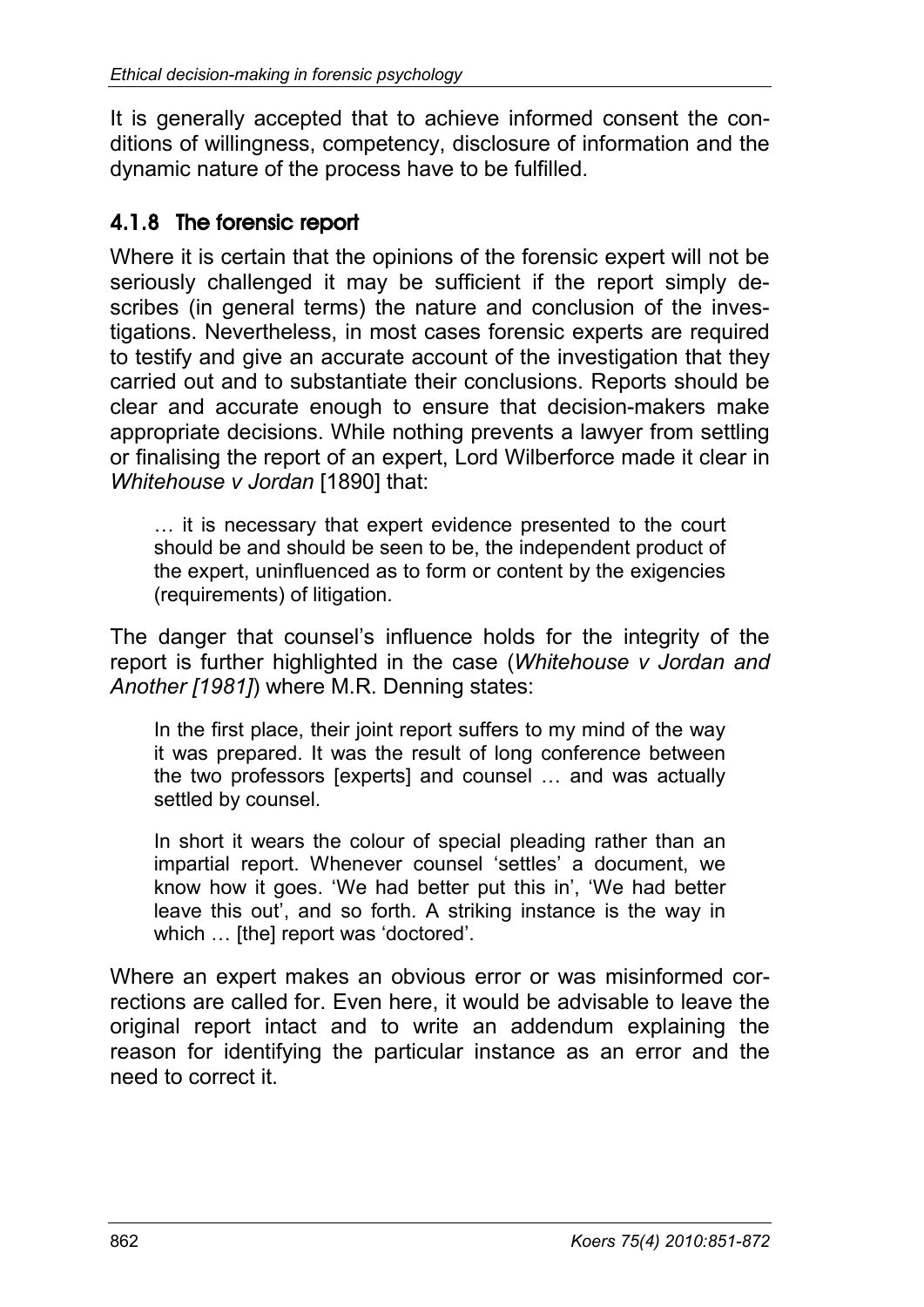It is generally accepted that to achieve informed consent the conditions of willingness, competency, disclosure of information and the dynamic nature of the process have to be fulfilled.

### 4.1.8 The forensic report

Where it is certain that the opinions of the forensic expert will not be seriously challenged it may be sufficient if the report simply describes (in general terms) the nature and conclusion of the investigations. Nevertheless, in most cases forensic experts are required to testify and give an accurate account of the investigation that they carried out and to substantiate their conclusions. Reports should be clear and accurate enough to ensure that decision-makers make appropriate decisions. While nothing prevents a lawyer from settling or finalising the report of an expert, Lord Wilberforce made it clear in *Whitehouse v Jordan* [1890] that:

> … it is necessary that expert evidence presented to the court should be and should be seen to be, the independent product of the expert, uninfluenced as to form or content by the exigencies (requirements) of litigation.

The danger that counsel's influence holds for the integrity of the report is further highlighted in the case (*Whitehouse v Jordan and Another [1981]*) where M.R. Denning states:

> In the first place, their joint report suffers to my mind of the way it was prepared. It was the result of long conference between the two professors [experts] and counsel … and was actually settled by counsel.
>
> In short it wears the colour of special pleading rather than an impartial report. Whenever counsel 'settles' a document, we know how it goes. 'We had better put this in', 'We had better leave this out', and so forth. A striking instance is the way in which … [the] report was 'doctored'.

Where an expert makes an obvious error or was misinformed corrections are called for. Even here, it would be advisable to leave the original report intact and to write an addendum explaining the reason for identifying the particular instance as an error and the need to correct it.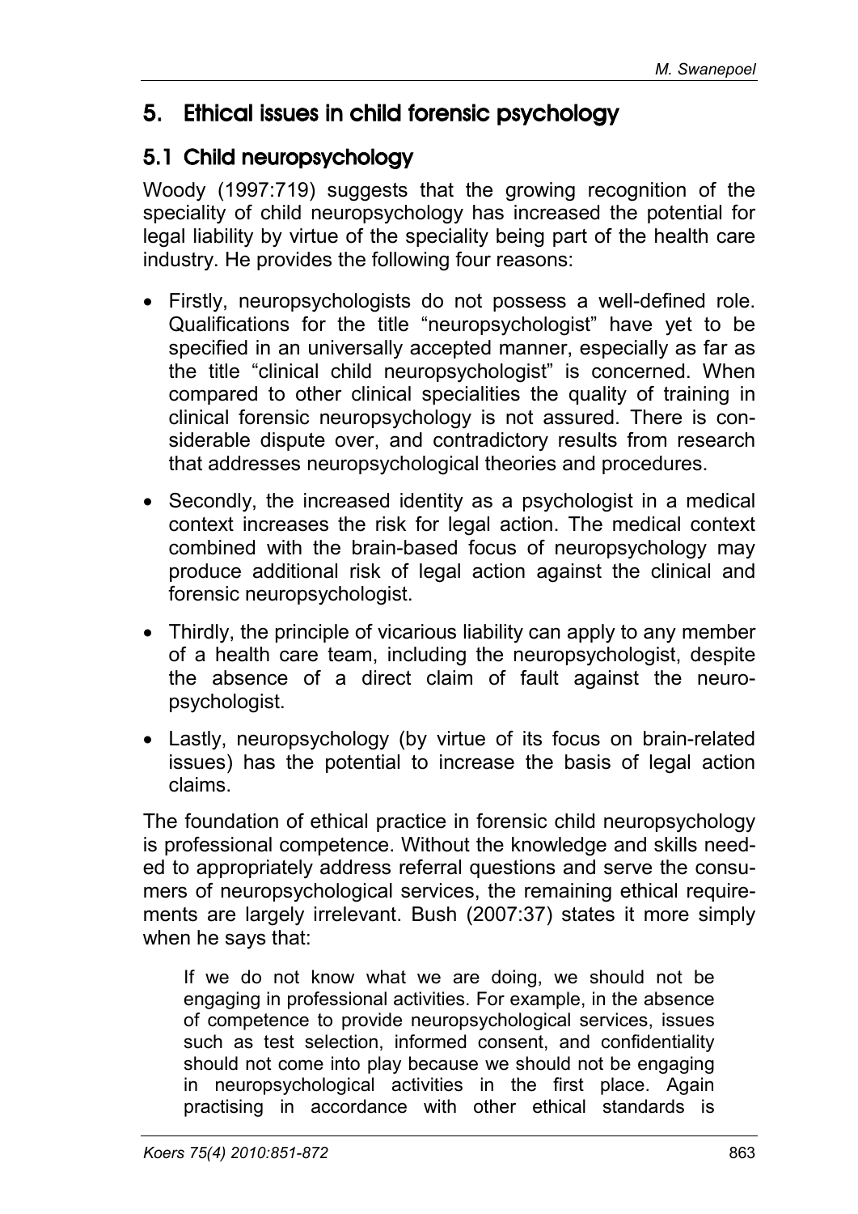## 5. Ethical issues in child forensic psychology

### 5.1 Child neuropsychology

Woody (1997:719) suggests that the growing recognition of the speciality of child neuropsychology has increased the potential for legal liability by virtue of the speciality being part of the health care industry. He provides the following four reasons:

- Firstly, neuropsychologists do not possess a well-defined role. Qualifications for the title "neuropsychologist" have yet to be specified in an universally accepted manner, especially as far as the title "clinical child neuropsychologist" is concerned. When compared to other clinical specialities the quality of training in clinical forensic neuropsychology is not assured. There is considerable dispute over, and contradictory results from research that addresses neuropsychological theories and procedures.
- Secondly, the increased identity as a psychologist in a medical context increases the risk for legal action. The medical context combined with the brain-based focus of neuropsychology may produce additional risk of legal action against the clinical and forensic neuropsychologist.
- Thirdly, the principle of vicarious liability can apply to any member of a health care team, including the neuropsychologist, despite the absence of a direct claim of fault against the neuropsychologist.
- Lastly, neuropsychology (by virtue of its focus on brain-related issues) has the potential to increase the basis of legal action claims.

The foundation of ethical practice in forensic child neuropsychology is professional competence. Without the knowledge and skills needed to appropriately address referral questions and serve the consumers of neuropsychological services, the remaining ethical requirements are largely irrelevant. Bush (2007:37) states it more simply when he says that:

> If we do not know what we are doing, we should not be engaging in professional activities. For example, in the absence of competence to provide neuropsychological services, issues such as test selection, informed consent, and confidentiality should not come into play because we should not be engaging in neuropsychological activities in the first place. Again practising in accordance with other ethical standards is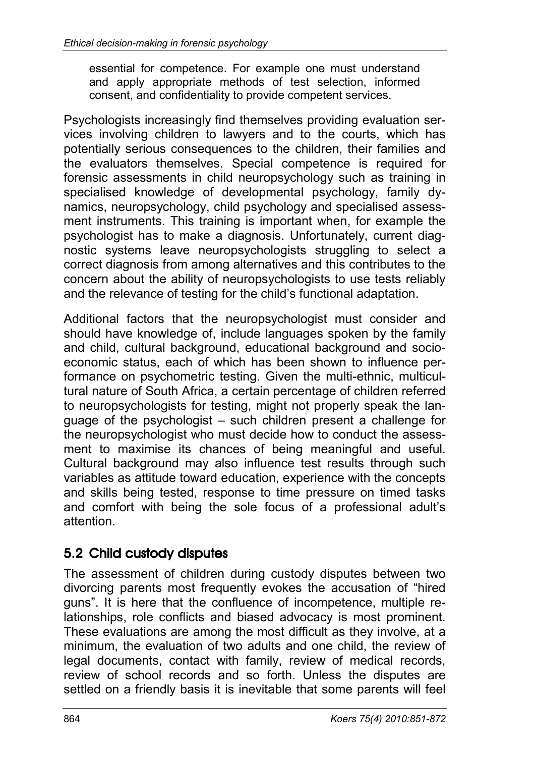essential for competence. For example one must understand and apply appropriate methods of test selection, informed consent, and confidentiality to provide competent services.

Psychologists increasingly find themselves providing evaluation services involving children to lawyers and to the courts, which has potentially serious consequences to the children, their families and the evaluators themselves. Special competence is required for forensic assessments in child neuropsychology such as training in specialised knowledge of developmental psychology, family dynamics, neuropsychology, child psychology and specialised assessment instruments. This training is important when, for example the psychologist has to make a diagnosis. Unfortunately, current diagnostic systems leave neuropsychologists struggling to select a correct diagnosis from among alternatives and this contributes to the concern about the ability of neuropsychologists to use tests reliably and the relevance of testing for the child's functional adaptation.

Additional factors that the neuropsychologist must consider and should have knowledge of, include languages spoken by the family and child, cultural background, educational background and socio-economic status, each of which has been shown to influence performance on psychometric testing. Given the multi-ethnic, multicultural nature of South Africa, a certain percentage of children referred to neuropsychologists for testing, might not properly speak the language of the psychologist – such children present a challenge for the neuropsychologist who must decide how to conduct the assessment to maximise its chances of being meaningful and useful. Cultural background may also influence test results through such variables as attitude toward education, experience with the concepts and skills being tested, response to time pressure on timed tasks and comfort with being the sole focus of a professional adult's attention.

## 5.2 Child custody disputes

The assessment of children during custody disputes between two divorcing parents most frequently evokes the accusation of "hired guns". It is here that the confluence of incompetence, multiple relationships, role conflicts and biased advocacy is most prominent. These evaluations are among the most difficult as they involve, at a minimum, the evaluation of two adults and one child, the review of legal documents, contact with family, review of medical records, review of school records and so forth. Unless the disputes are settled on a friendly basis it is inevitable that some parents will feel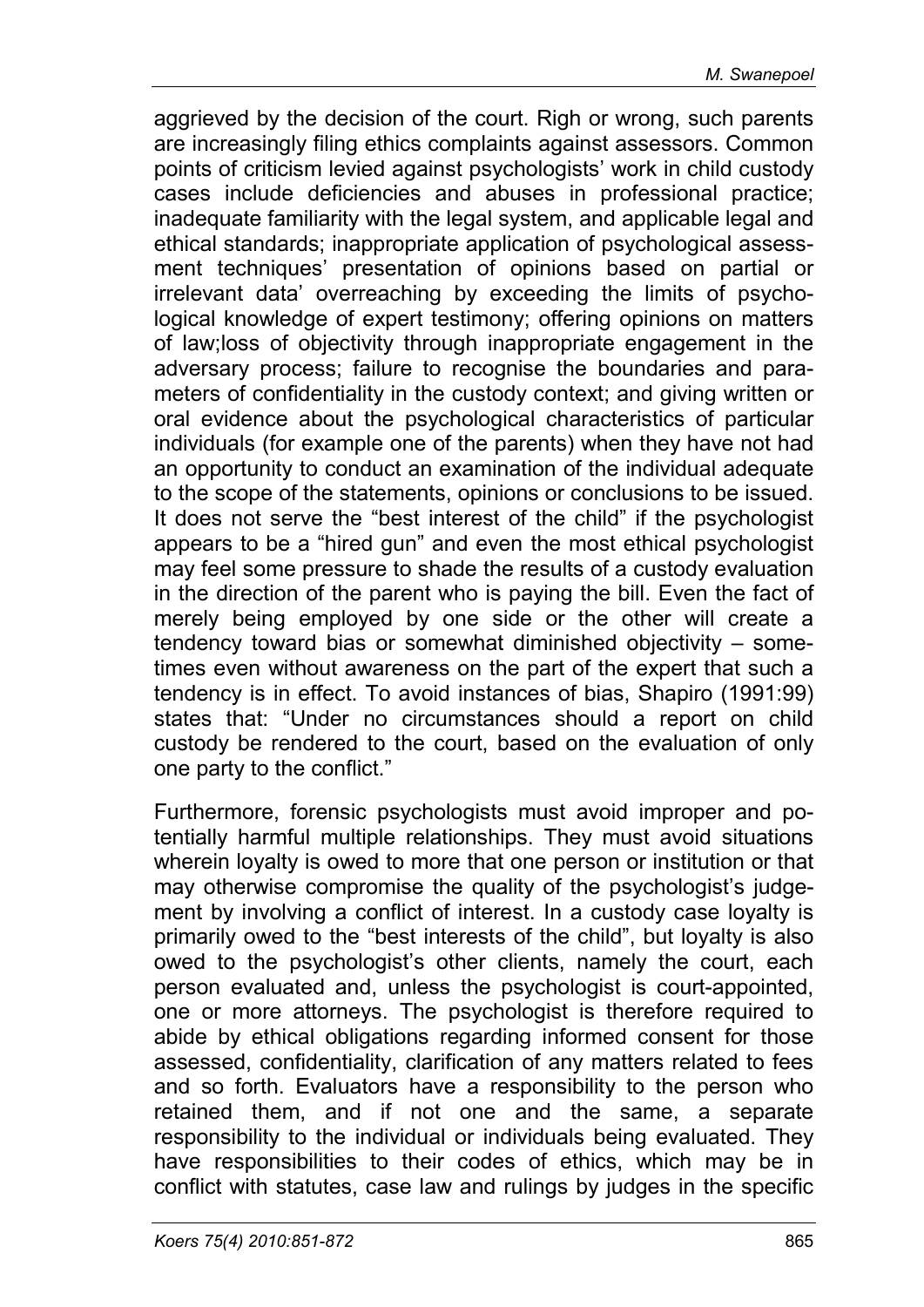aggrieved by the decision of the court. Righ or wrong, such parents are increasingly filing ethics complaints against assessors. Common points of criticism levied against psychologists' work in child custody cases include deficiencies and abuses in professional practice; inadequate familiarity with the legal system, and applicable legal and ethical standards; inappropriate application of psychological assessment techniques' presentation of opinions based on partial or irrelevant data' overreaching by exceeding the limits of psychological knowledge of expert testimony; offering opinions on matters of law;loss of objectivity through inappropriate engagement in the adversary process; failure to recognise the boundaries and parameters of confidentiality in the custody context; and giving written or oral evidence about the psychological characteristics of particular individuals (for example one of the parents) when they have not had an opportunity to conduct an examination of the individual adequate to the scope of the statements, opinions or conclusions to be issued. It does not serve the "best interest of the child" if the psychologist appears to be a "hired gun" and even the most ethical psychologist may feel some pressure to shade the results of a custody evaluation in the direction of the parent who is paying the bill. Even the fact of merely being employed by one side or the other will create a tendency toward bias or somewhat diminished objectivity – sometimes even without awareness on the part of the expert that such a tendency is in effect. To avoid instances of bias, Shapiro (1991:99) states that: "Under no circumstances should a report on child custody be rendered to the court, based on the evaluation of only one party to the conflict."

Furthermore, forensic psychologists must avoid improper and potentially harmful multiple relationships. They must avoid situations wherein loyalty is owed to more that one person or institution or that may otherwise compromise the quality of the psychologist's judgement by involving a conflict of interest. In a custody case loyalty is primarily owed to the "best interests of the child", but loyalty is also owed to the psychologist's other clients, namely the court, each person evaluated and, unless the psychologist is court-appointed, one or more attorneys. The psychologist is therefore required to abide by ethical obligations regarding informed consent for those assessed, confidentiality, clarification of any matters related to fees and so forth. Evaluators have a responsibility to the person who retained them, and if not one and the same, a separate responsibility to the individual or individuals being evaluated. They have responsibilities to their codes of ethics, which may be in conflict with statutes, case law and rulings by judges in the specific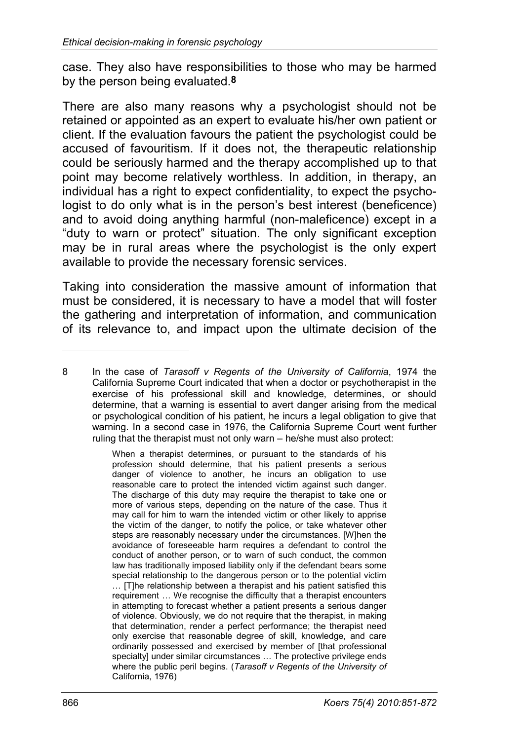case. They also have responsibilities to those who may be harmed by the person being evaluated.[8]

There are also many reasons why a psychologist should not be retained or appointed as an expert to evaluate his/her own patient or client. If the evaluation favours the patient the psychologist could be accused of favouritism. If it does not, the therapeutic relationship could be seriously harmed and the therapy accomplished up to that point may become relatively worthless. In addition, in therapy, an individual has a right to expect confidentiality, to expect the psychologist to do only what is in the person's best interest (beneficence) and to avoid doing anything harmful (non-maleficence) except in a "duty to warn or protect" situation. The only significant exception may be in rural areas where the psychologist is the only expert available to provide the necessary forensic services.

Taking into consideration the massive amount of information that must be considered, it is necessary to have a model that will foster the gathering and interpretation of information, and communication of its relevance to, and impact upon the ultimate decision of the

---

8 In the case of *Tarasoff v Regents of the University of California*, 1974 the California Supreme Court indicated that when a doctor or psychotherapist in the exercise of his professional skill and knowledge, determines, or should determine, that a warning is essential to avert danger arising from the medical or psychological condition of his patient, he incurs a legal obligation to give that warning. In a second case in 1976, the California Supreme Court went further ruling that the therapist must not only warn – he/she must also protect:

> When a therapist determines, or pursuant to the standards of his profession should determine, that his patient presents a serious danger of violence to another, he incurs an obligation to use reasonable care to protect the intended victim against such danger. The discharge of this duty may require the therapist to take one or more of various steps, depending on the nature of the case. Thus it may call for him to warn the intended victim or other likely to apprise the victim of the danger, to notify the police, or take whatever other steps are reasonably necessary under the circumstances. [W]hen the avoidance of foreseeable harm requires a defendant to control the conduct of another person, or to warn of such conduct, the common law has traditionally imposed liability only if the defendant bears some special relationship to the dangerous person or to the potential victim … [T]he relationship between a therapist and his patient satisfied this requirement … We recognise the difficulty that a therapist encounters in attempting to forecast whether a patient presents a serious danger of violence. Obviously, we do not require that the therapist, in making that determination, render a perfect performance; the therapist need only exercise that reasonable degree of skill, knowledge, and care ordinarily possessed and exercised by member of [that professional specialty] under similar circumstances … The protective privilege ends where the public peril begins. (*Tarasoff v Regents of the University of* California, 1976)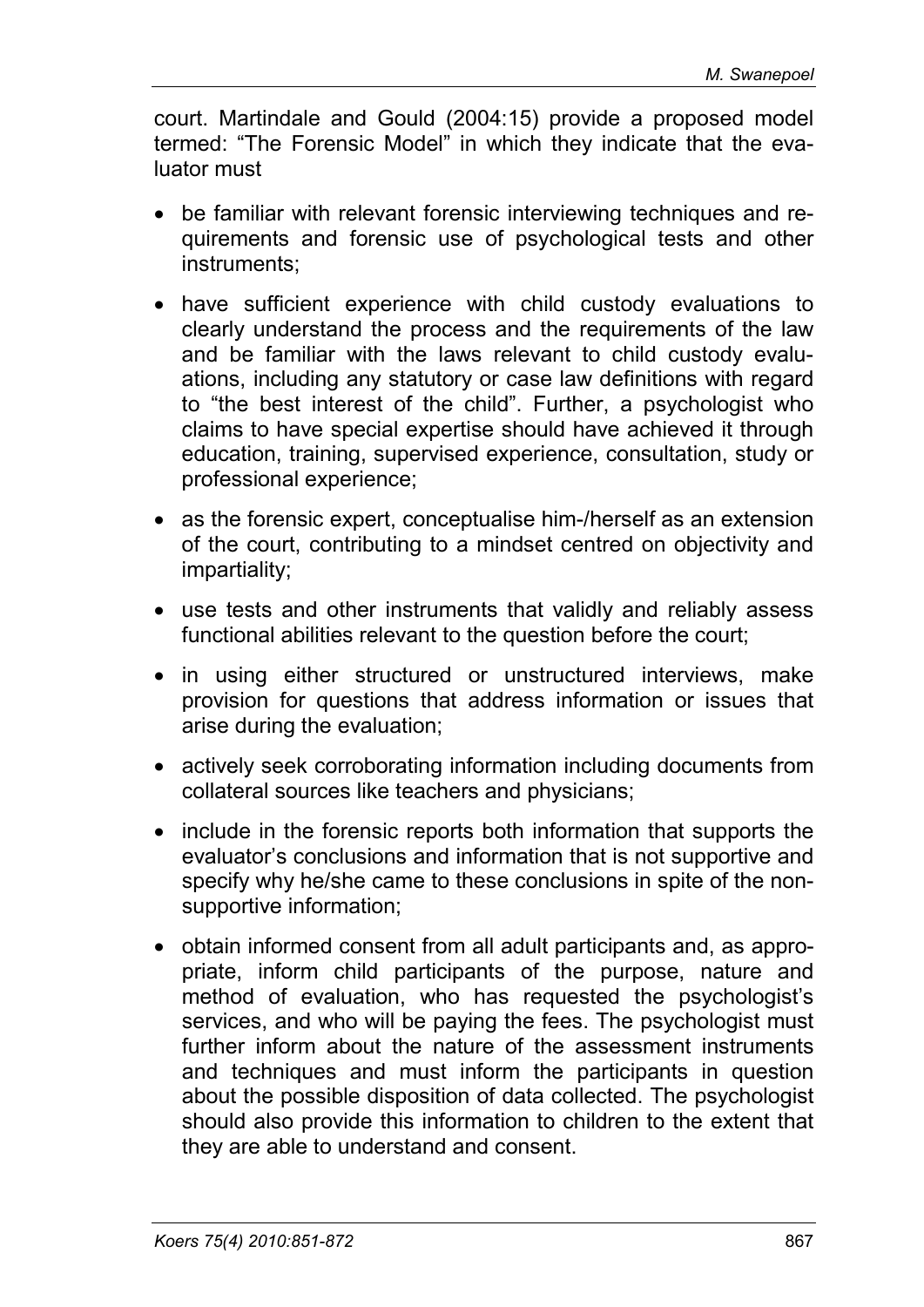court. Martindale and Gould (2004:15) provide a proposed model termed: "The Forensic Model" in which they indicate that the evaluator must

- be familiar with relevant forensic interviewing techniques and requirements and forensic use of psychological tests and other instruments;
- have sufficient experience with child custody evaluations to clearly understand the process and the requirements of the law and be familiar with the laws relevant to child custody evaluations, including any statutory or case law definitions with regard to "the best interest of the child". Further, a psychologist who claims to have special expertise should have achieved it through education, training, supervised experience, consultation, study or professional experience;
- as the forensic expert, conceptualise him-/herself as an extension of the court, contributing to a mindset centred on objectivity and impartiality;
- use tests and other instruments that validly and reliably assess functional abilities relevant to the question before the court;
- in using either structured or unstructured interviews, make provision for questions that address information or issues that arise during the evaluation;
- actively seek corroborating information including documents from collateral sources like teachers and physicians;
- include in the forensic reports both information that supports the evaluator's conclusions and information that is not supportive and specify why he/she came to these conclusions in spite of the non-supportive information;
- obtain informed consent from all adult participants and, as appropriate, inform child participants of the purpose, nature and method of evaluation, who has requested the psychologist's services, and who will be paying the fees. The psychologist must further inform about the nature of the assessment instruments and techniques and must inform the participants in question about the possible disposition of data collected. The psychologist should also provide this information to children to the extent that they are able to understand and consent.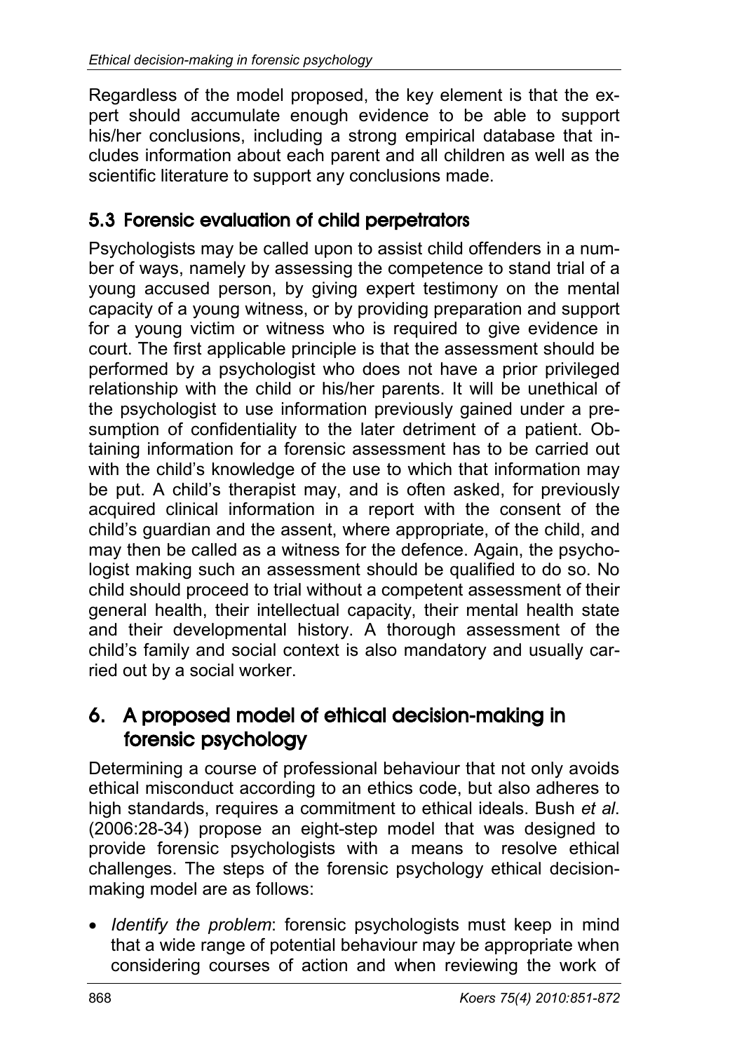Regardless of the model proposed, the key element is that the expert should accumulate enough evidence to be able to support his/her conclusions, including a strong empirical database that includes information about each parent and all children as well as the scientific literature to support any conclusions made.

### 5.3 Forensic evaluation of child perpetrators

Psychologists may be called upon to assist child offenders in a number of ways, namely by assessing the competence to stand trial of a young accused person, by giving expert testimony on the mental capacity of a young witness, or by providing preparation and support for a young victim or witness who is required to give evidence in court. The first applicable principle is that the assessment should be performed by a psychologist who does not have a prior privileged relationship with the child or his/her parents. It will be unethical of the psychologist to use information previously gained under a presumption of confidentiality to the later detriment of a patient. Obtaining information for a forensic assessment has to be carried out with the child's knowledge of the use to which that information may be put. A child's therapist may, and is often asked, for previously acquired clinical information in a report with the consent of the child's guardian and the assent, where appropriate, of the child, and may then be called as a witness for the defence. Again, the psychologist making such an assessment should be qualified to do so. No child should proceed to trial without a competent assessment of their general health, their intellectual capacity, their mental health state and their developmental history. A thorough assessment of the child's family and social context is also mandatory and usually carried out by a social worker.

## 6. A proposed model of ethical decision-making in forensic psychology

Determining a course of professional behaviour that not only avoids ethical misconduct according to an ethics code, but also adheres to high standards, requires a commitment to ethical ideals. Bush *et al*. (2006:28-34) propose an eight-step model that was designed to provide forensic psychologists with a means to resolve ethical challenges. The steps of the forensic psychology ethical decision-making model are as follows:

- *Identify the problem*: forensic psychologists must keep in mind that a wide range of potential behaviour may be appropriate when considering courses of action and when reviewing the work of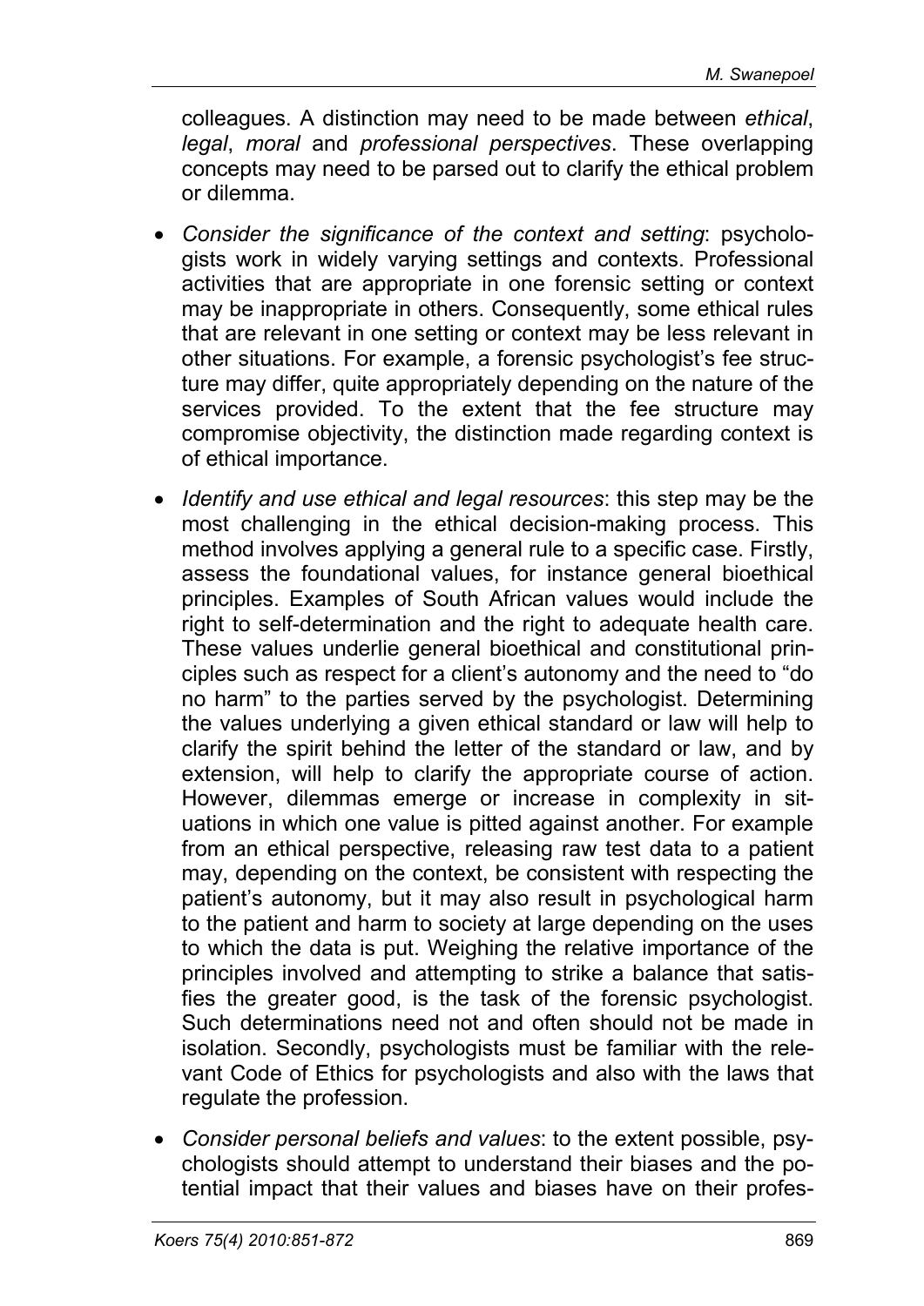colleagues. A distinction may need to be made between *ethical*, *legal*, *moral* and *professional perspectives*. These overlapping concepts may need to be parsed out to clarify the ethical problem or dilemma.

- *Consider the significance of the context and setting*: psychologists work in widely varying settings and contexts. Professional activities that are appropriate in one forensic setting or context may be inappropriate in others. Consequently, some ethical rules that are relevant in one setting or context may be less relevant in other situations. For example, a forensic psychologist's fee structure may differ, quite appropriately depending on the nature of the services provided. To the extent that the fee structure may compromise objectivity, the distinction made regarding context is of ethical importance.
- *Identify and use ethical and legal resources*: this step may be the most challenging in the ethical decision-making process. This method involves applying a general rule to a specific case. Firstly, assess the foundational values, for instance general bioethical principles. Examples of South African values would include the right to self-determination and the right to adequate health care. These values underlie general bioethical and constitutional principles such as respect for a client's autonomy and the need to "do no harm" to the parties served by the psychologist. Determining the values underlying a given ethical standard or law will help to clarify the spirit behind the letter of the standard or law, and by extension, will help to clarify the appropriate course of action. However, dilemmas emerge or increase in complexity in situations in which one value is pitted against another. For example from an ethical perspective, releasing raw test data to a patient may, depending on the context, be consistent with respecting the patient's autonomy, but it may also result in psychological harm to the patient and harm to society at large depending on the uses to which the data is put. Weighing the relative importance of the principles involved and attempting to strike a balance that satisfies the greater good, is the task of the forensic psychologist. Such determinations need not and often should not be made in isolation. Secondly, psychologists must be familiar with the relevant Code of Ethics for psychologists and also with the laws that regulate the profession.
- *Consider personal beliefs and values*: to the extent possible, psychologists should attempt to understand their biases and the potential impact that their values and biases have on their profes-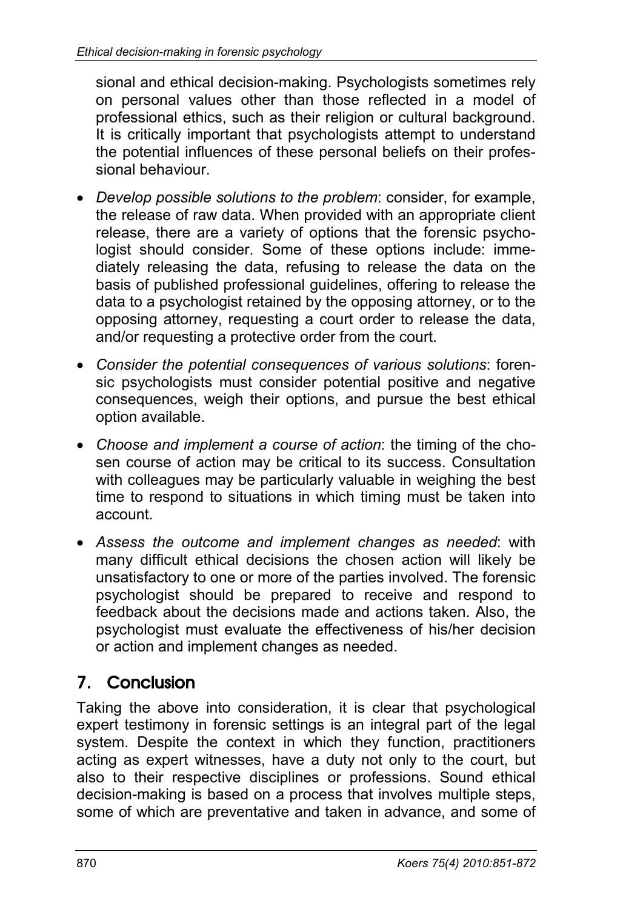sional and ethical decision-making. Psychologists sometimes rely on personal values other than those reflected in a model of professional ethics, such as their religion or cultural background. It is critically important that psychologists attempt to understand the potential influences of these personal beliefs on their professional behaviour.

- *Develop possible solutions to the problem*: consider, for example, the release of raw data. When provided with an appropriate client release, there are a variety of options that the forensic psychologist should consider. Some of these options include: immediately releasing the data, refusing to release the data on the basis of published professional guidelines, offering to release the data to a psychologist retained by the opposing attorney, or to the opposing attorney, requesting a court order to release the data, and/or requesting a protective order from the court.
- *Consider the potential consequences of various solutions*: forensic psychologists must consider potential positive and negative consequences, weigh their options, and pursue the best ethical option available.
- *Choose and implement a course of action*: the timing of the chosen course of action may be critical to its success. Consultation with colleagues may be particularly valuable in weighing the best time to respond to situations in which timing must be taken into account.
- *Assess the outcome and implement changes as needed*: with many difficult ethical decisions the chosen action will likely be unsatisfactory to one or more of the parties involved. The forensic psychologist should be prepared to receive and respond to feedback about the decisions made and actions taken. Also, the psychologist must evaluate the effectiveness of his/her decision or action and implement changes as needed.

## 7. Conclusion

Taking the above into consideration, it is clear that psychological expert testimony in forensic settings is an integral part of the legal system. Despite the context in which they function, practitioners acting as expert witnesses, have a duty not only to the court, but also to their respective disciplines or professions. Sound ethical decision-making is based on a process that involves multiple steps, some of which are preventative and taken in advance, and some of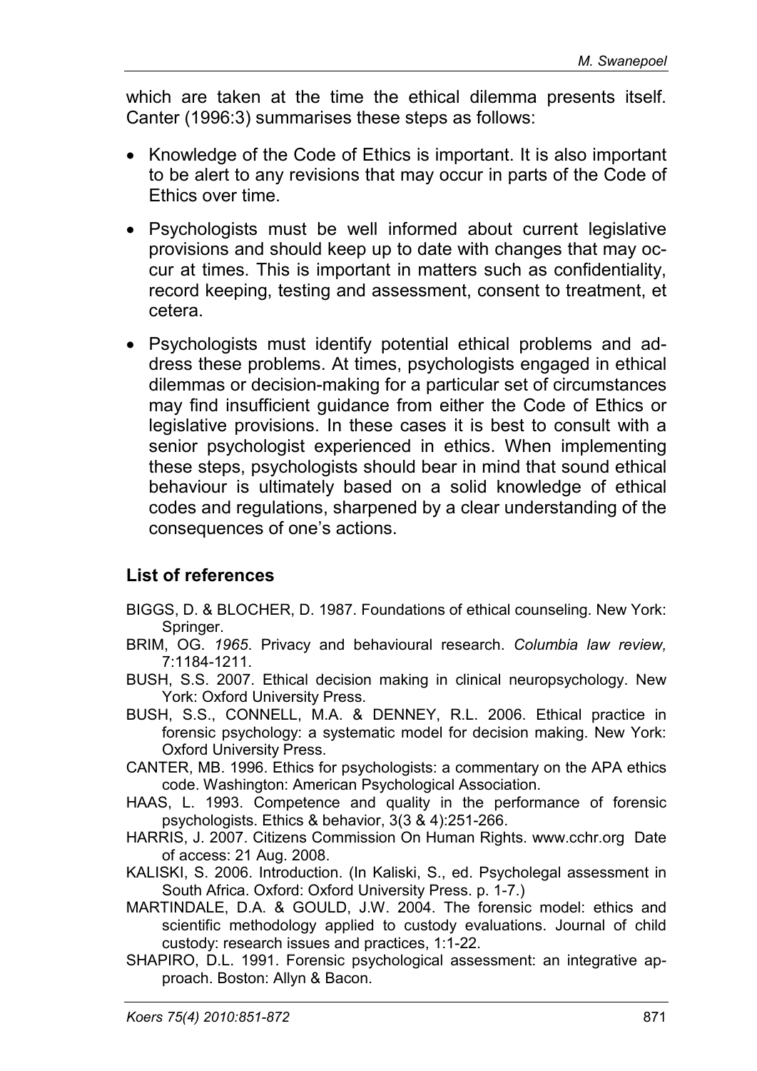which are taken at the time the ethical dilemma presents itself. Canter (1996:3) summarises these steps as follows:

- Knowledge of the Code of Ethics is important. It is also important to be alert to any revisions that may occur in parts of the Code of Ethics over time.
- Psychologists must be well informed about current legislative provisions and should keep up to date with changes that may occur at times. This is important in matters such as confidentiality, record keeping, testing and assessment, consent to treatment, et cetera.
- Psychologists must identify potential ethical problems and address these problems. At times, psychologists engaged in ethical dilemmas or decision-making for a particular set of circumstances may find insufficient guidance from either the Code of Ethics or legislative provisions. In these cases it is best to consult with a senior psychologist experienced in ethics. When implementing these steps, psychologists should bear in mind that sound ethical behaviour is ultimately based on a solid knowledge of ethical codes and regulations, sharpened by a clear understanding of the consequences of one's actions.

## List of references

BIGGS, D. & BLOCHER, D. 1987. Foundations of ethical counseling. New York: Springer.

BRIM, OG. *1965*. Privacy and behavioural research. *Columbia law review,* 7:1184-1211.

BUSH, S.S. 2007. Ethical decision making in clinical neuropsychology. New York: Oxford University Press.

BUSH, S.S., CONNELL, M.A. & DENNEY, R.L. 2006. Ethical practice in forensic psychology: a systematic model for decision making. New York: Oxford University Press.

CANTER, MB. 1996. Ethics for psychologists: a commentary on the APA ethics code. Washington: American Psychological Association.

HAAS, L. 1993. Competence and quality in the performance of forensic psychologists. Ethics & behavior, 3(3 & 4):251-266.

HARRIS, J. 2007. Citizens Commission On Human Rights. www.cchr.org Date of access: 21 Aug. 2008.

KALISKI, S. 2006. Introduction. (In Kaliski, S., ed. Psycholegal assessment in South Africa. Oxford: Oxford University Press. p. 1-7.)

MARTINDALE, D.A. & GOULD, J.W. 2004. The forensic model: ethics and scientific methodology applied to custody evaluations. Journal of child custody: research issues and practices, 1:1-22.

SHAPIRO, D.L. 1991. Forensic psychological assessment: an integrative approach. Boston: Allyn & Bacon.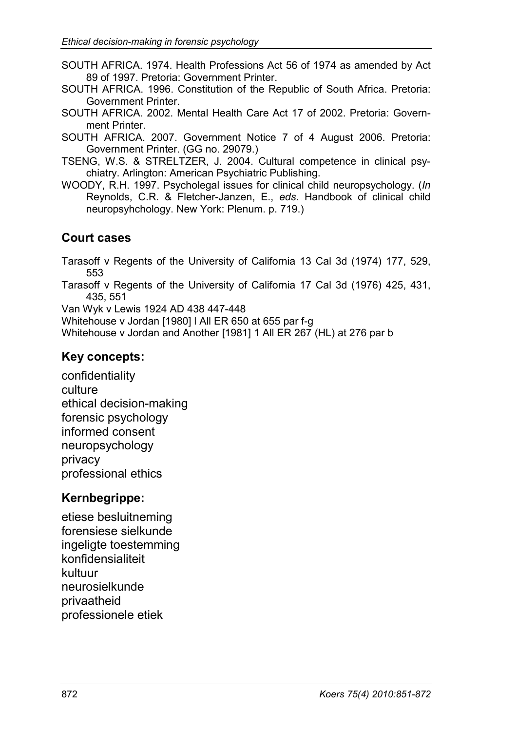SOUTH AFRICA. 1974. Health Professions Act 56 of 1974 as amended by Act 89 of 1997. Pretoria: Government Printer.

SOUTH AFRICA. 1996. Constitution of the Republic of South Africa. Pretoria: Government Printer.

SOUTH AFRICA. 2002. Mental Health Care Act 17 of 2002. Pretoria: Government Printer.

SOUTH AFRICA. 2007. Government Notice 7 of 4 August 2006. Pretoria: Government Printer. (GG no. 29079.)

TSENG, W.S. & STRELTZER, J. 2004. Cultural competence in clinical psychiatry. Arlington: American Psychiatric Publishing.

WOODY, R.H. 1997. Psycholegal issues for clinical child neuropsychology. (*In* Reynolds, C.R. & Fletcher-Janzen, E., *eds*. Handbook of clinical child neuropsyhchology. New York: Plenum. p. 719.)

## Court cases

Tarasoff v Regents of the University of California 13 Cal 3d (1974) 177, 529, 553

Tarasoff v Regents of the University of California 17 Cal 3d (1976) 425, 431, 435, 551

Van Wyk v Lewis 1924 AD 438 447-448

Whitehouse v Jordan [1980] l All ER 650 at 655 par f-g

Whitehouse v Jordan and Another [1981] 1 All ER 267 (HL) at 276 par b

## Key concepts:

confidentiality
culture
ethical decision-making
forensic psychology
informed consent
neuropsychology
privacy
professional ethics

## Kernbegrippe:

etiese besluitneming
forensiese sielkunde
ingeligte toestemming
konfidensialiteit
kultuur
neurosielkunde
privaatheid
professionele etiek